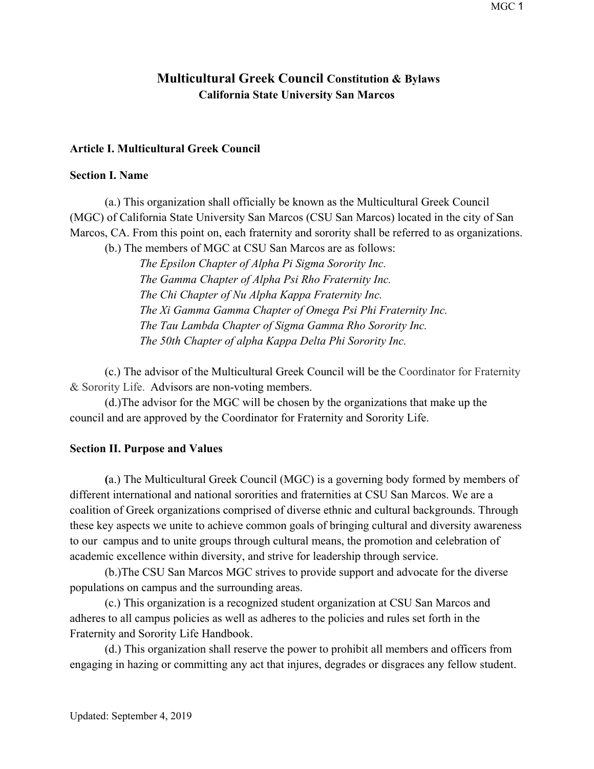# Multicultural Greek Council Constitution & Bylaws
## California State University San Marcos

### Article I. Multicultural Greek Council

### Section I. Name

(a.) This organization shall officially be known as the Multicultural Greek Council (MGC) of California State University San Marcos (CSU San Marcos) located in the city of San Marcos, CA. From this point on, each fraternity and sorority shall be referred to as organizations.

(b.) The members of MGC at CSU San Marcos are as follows:

*The Epsilon Chapter of Alpha Pi Sigma Sorority Inc.*
*The Gamma Chapter of Alpha Psi Rho Fraternity Inc.*
*The Chi Chapter of Nu Alpha Kappa Fraternity Inc.*
*The Xi Gamma Gamma Chapter of Omega Psi Phi Fraternity Inc.*
*The Tau Lambda Chapter of Sigma Gamma Rho Sorority Inc.*
*The 50th Chapter of alpha Kappa Delta Phi Sorority Inc.*

(c.) The advisor of the Multicultural Greek Council will be the Coordinator for Fraternity & Sorority Life. Advisors are non-voting members.

(d.)The advisor for the MGC will be chosen by the organizations that make up the council and are approved by the Coordinator for Fraternity and Sorority Life.

### Section II. Purpose and Values

(a.) The Multicultural Greek Council (MGC) is a governing body formed by members of different international and national sororities and fraternities at CSU San Marcos. We are a coalition of Greek organizations comprised of diverse ethnic and cultural backgrounds. Through these key aspects we unite to achieve common goals of bringing cultural and diversity awareness to our campus and to unite groups through cultural means, the promotion and celebration of academic excellence within diversity, and strive for leadership through service.

(b.)The CSU San Marcos MGC strives to provide support and advocate for the diverse populations on campus and the surrounding areas.

(c.) This organization is a recognized student organization at CSU San Marcos and adheres to all campus policies as well as adheres to the policies and rules set forth in the Fraternity and Sorority Life Handbook.

(d.) This organization shall reserve the power to prohibit all members and officers from engaging in hazing or committing any act that injures, degrades or disgraces any fellow student.

Updated: September 4, 2019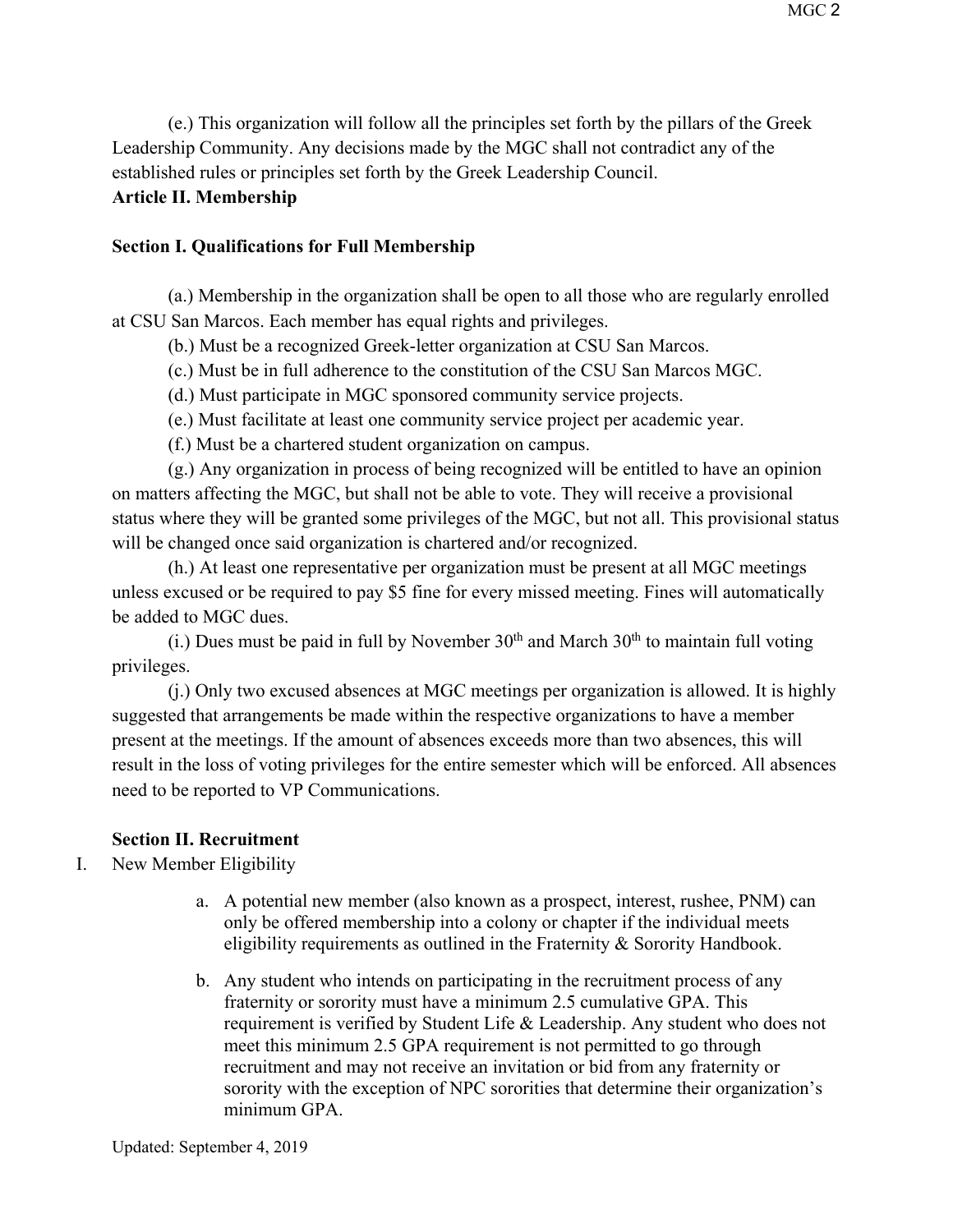(e.) This organization will follow all the principles set forth by the pillars of the Greek Leadership Community. Any decisions made by the MGC shall not contradict any of the established rules or principles set forth by the Greek Leadership Council.

**Article II. Membership**

**Section I. Qualifications for Full Membership**

(a.) Membership in the organization shall be open to all those who are regularly enrolled at CSU San Marcos. Each member has equal rights and privileges.

(b.) Must be a recognized Greek-letter organization at CSU San Marcos.

(c.) Must be in full adherence to the constitution of the CSU San Marcos MGC.

(d.) Must participate in MGC sponsored community service projects.

(e.) Must facilitate at least one community service project per academic year.

(f.) Must be a chartered student organization on campus.

(g.) Any organization in process of being recognized will be entitled to have an opinion on matters affecting the MGC, but shall not be able to vote. They will receive a provisional status where they will be granted some privileges of the MGC, but not all. This provisional status will be changed once said organization is chartered and/or recognized.

(h.) At least one representative per organization must be present at all MGC meetings unless excused or be required to pay $5 fine for every missed meeting. Fines will automatically be added to MGC dues.

(i.) Dues must be paid in full by November 30th and March 30th to maintain full voting privileges.

(j.) Only two excused absences at MGC meetings per organization is allowed. It is highly suggested that arrangements be made within the respective organizations to have a member present at the meetings. If the amount of absences exceeds more than two absences, this will result in the loss of voting privileges for the entire semester which will be enforced. All absences need to be reported to VP Communications.

**Section II. Recruitment**

I. New Member Eligibility

a. A potential new member (also known as a prospect, interest, rushee, PNM) can only be offered membership into a colony or chapter if the individual meets eligibility requirements as outlined in the Fraternity & Sorority Handbook.

b. Any student who intends on participating in the recruitment process of any fraternity or sorority must have a minimum 2.5 cumulative GPA. This requirement is verified by Student Life & Leadership. Any student who does not meet this minimum 2.5 GPA requirement is not permitted to go through recruitment and may not receive an invitation or bid from any fraternity or sorority with the exception of NPC sororities that determine their organization's minimum GPA.

Updated: September 4, 2019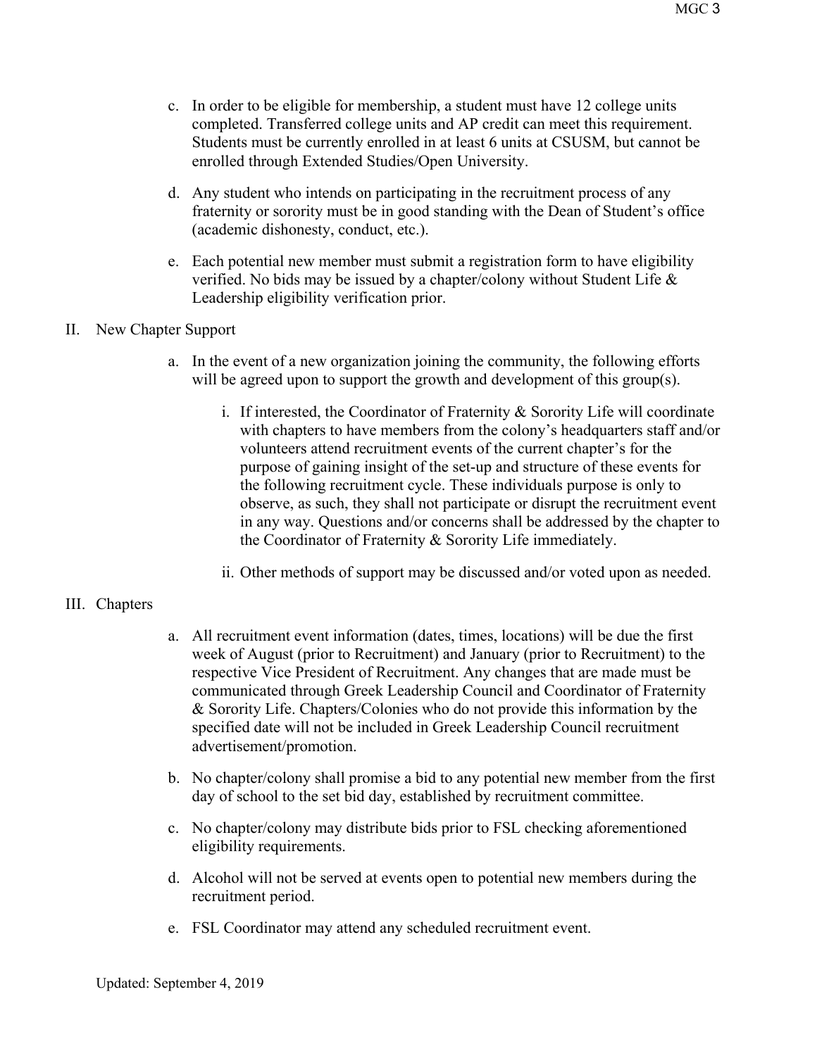c. In order to be eligible for membership, a student must have 12 college units completed. Transferred college units and AP credit can meet this requirement. Students must be currently enrolled in at least 6 units at CSUSM, but cannot be enrolled through Extended Studies/Open University.

d. Any student who intends on participating in the recruitment process of any fraternity or sorority must be in good standing with the Dean of Student's office (academic dishonesty, conduct, etc.).

e. Each potential new member must submit a registration form to have eligibility verified. No bids may be issued by a chapter/colony without Student Life & Leadership eligibility verification prior.

II. New Chapter Support

a. In the event of a new organization joining the community, the following efforts will be agreed upon to support the growth and development of this group(s).

i. If interested, the Coordinator of Fraternity & Sorority Life will coordinate with chapters to have members from the colony's headquarters staff and/or volunteers attend recruitment events of the current chapter's for the purpose of gaining insight of the set-up and structure of these events for the following recruitment cycle. These individuals purpose is only to observe, as such, they shall not participate or disrupt the recruitment event in any way. Questions and/or concerns shall be addressed by the chapter to the Coordinator of Fraternity & Sorority Life immediately.

ii. Other methods of support may be discussed and/or voted upon as needed.

III. Chapters

a. All recruitment event information (dates, times, locations) will be due the first week of August (prior to Recruitment) and January (prior to Recruitment) to the respective Vice President of Recruitment. Any changes that are made must be communicated through Greek Leadership Council and Coordinator of Fraternity & Sorority Life. Chapters/Colonies who do not provide this information by the specified date will not be included in Greek Leadership Council recruitment advertisement/promotion.

b. No chapter/colony shall promise a bid to any potential new member from the first day of school to the set bid day, established by recruitment committee.

c. No chapter/colony may distribute bids prior to FSL checking aforementioned eligibility requirements.

d. Alcohol will not be served at events open to potential new members during the recruitment period.

e. FSL Coordinator may attend any scheduled recruitment event.

Updated: September 4, 2019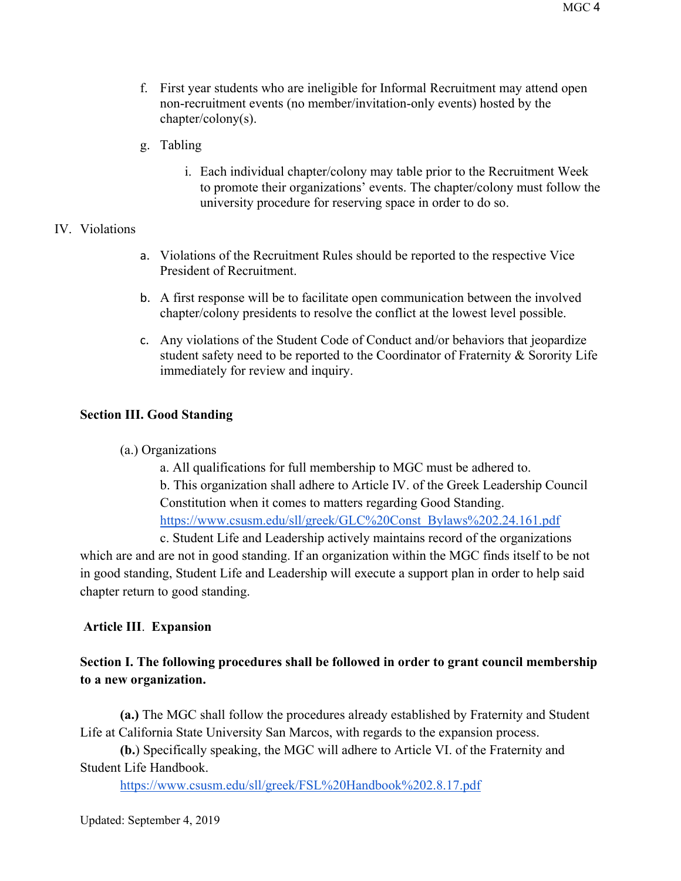f. First year students who are ineligible for Informal Recruitment may attend open non-recruitment events (no member/invitation-only events) hosted by the chapter/colony(s).

g. Tabling

   i. Each individual chapter/colony may table prior to the Recruitment Week to promote their organizations' events. The chapter/colony must follow the university procedure for reserving space in order to do so.

IV. Violations

a. Violations of the Recruitment Rules should be reported to the respective Vice President of Recruitment.

b. A first response will be to facilitate open communication between the involved chapter/colony presidents to resolve the conflict at the lowest level possible.

c. Any violations of the Student Code of Conduct and/or behaviors that jeopardize student safety need to be reported to the Coordinator of Fraternity & Sorority Life immediately for review and inquiry.

**Section III. Good Standing**

(a.) Organizations

a. All qualifications for full membership to MGC must be adhered to.

b. This organization shall adhere to Article IV. of the Greek Leadership Council Constitution when it comes to matters regarding Good Standing. https://www.csusm.edu/sll/greek/GLC%20Const_Bylaws%202.24.161.pdf

c. Student Life and Leadership actively maintains record of the organizations which are and are not in good standing. If an organization within the MGC finds itself to be not in good standing, Student Life and Leadership will execute a support plan in order to help said chapter return to good standing.

**Article III. Expansion**

**Section I. The following procedures shall be followed in order to grant council membership to a new organization.**

**(a.)** The MGC shall follow the procedures already established by Fraternity and Student Life at California State University San Marcos, with regards to the expansion process.

**(b.)** Specifically speaking, the MGC will adhere to Article VI. of the Fraternity and Student Life Handbook.

https://www.csusm.edu/sll/greek/FSL%20Handbook%202.8.17.pdf

Updated: September 4, 2019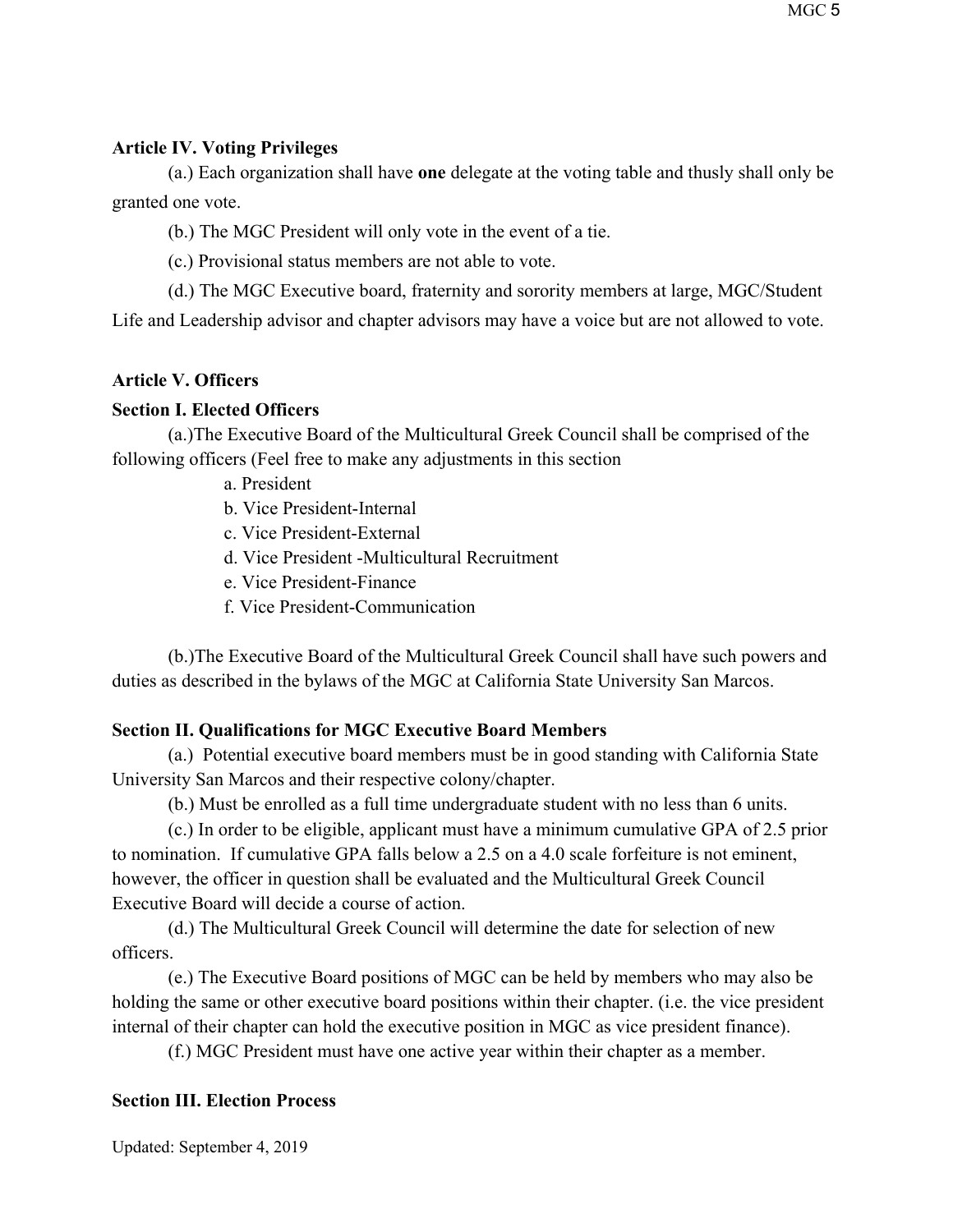**Article IV. Voting Privileges**

(a.) Each organization shall have **one** delegate at the voting table and thusly shall only be granted one vote.

(b.) The MGC President will only vote in the event of a tie.

(c.) Provisional status members are not able to vote.

(d.) The MGC Executive board, fraternity and sorority members at large, MGC/Student Life and Leadership advisor and chapter advisors may have a voice but are not allowed to vote.

**Article V. Officers**

**Section I. Elected Officers**

(a.)The Executive Board of the Multicultural Greek Council shall be comprised of the following officers (Feel free to make any adjustments in this section

a. President
b. Vice President-Internal
c. Vice President-External
d. Vice President -Multicultural Recruitment
e. Vice President-Finance
f. Vice President-Communication

(b.)The Executive Board of the Multicultural Greek Council shall have such powers and duties as described in the bylaws of the MGC at California State University San Marcos.

**Section II. Qualifications for MGC Executive Board Members**

(a.) Potential executive board members must be in good standing with California State University San Marcos and their respective colony/chapter.

(b.) Must be enrolled as a full time undergraduate student with no less than 6 units.

(c.) In order to be eligible, applicant must have a minimum cumulative GPA of 2.5 prior to nomination. If cumulative GPA falls below a 2.5 on a 4.0 scale forfeiture is not eminent, however, the officer in question shall be evaluated and the Multicultural Greek Council Executive Board will decide a course of action.

(d.) The Multicultural Greek Council will determine the date for selection of new officers.

(e.) The Executive Board positions of MGC can be held by members who may also be holding the same or other executive board positions within their chapter. (i.e. the vice president internal of their chapter can hold the executive position in MGC as vice president finance).

(f.) MGC President must have one active year within their chapter as a member.

**Section III. Election Process**

Updated: September 4, 2019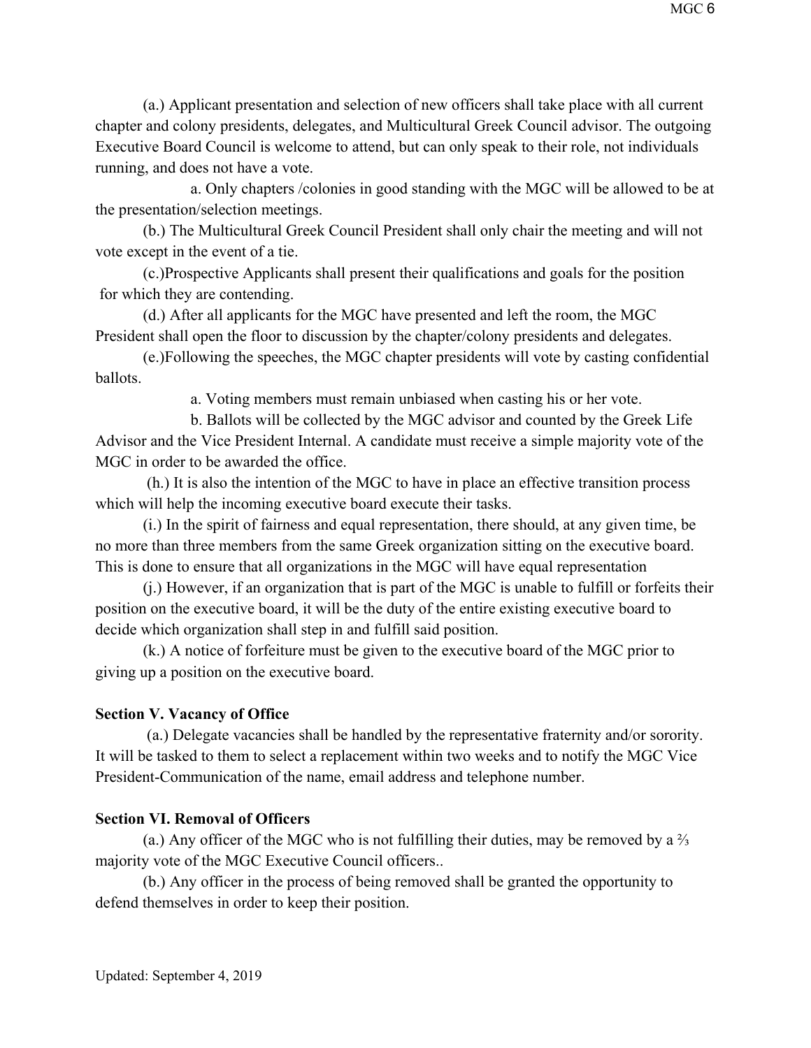(a.) Applicant presentation and selection of new officers shall take place with all current chapter and colony presidents, delegates, and Multicultural Greek Council advisor. The outgoing Executive Board Council is welcome to attend, but can only speak to their role, not individuals running, and does not have a vote.

a. Only chapters /colonies in good standing with the MGC will be allowed to be at the presentation/selection meetings.

(b.) The Multicultural Greek Council President shall only chair the meeting and will not vote except in the event of a tie.

(c.)Prospective Applicants shall present their qualifications and goals for the position for which they are contending.

(d.) After all applicants for the MGC have presented and left the room, the MGC President shall open the floor to discussion by the chapter/colony presidents and delegates.

(e.)Following the speeches, the MGC chapter presidents will vote by casting confidential ballots.

a. Voting members must remain unbiased when casting his or her vote.

b. Ballots will be collected by the MGC advisor and counted by the Greek Life Advisor and the Vice President Internal. A candidate must receive a simple majority vote of the MGC in order to be awarded the office.

(h.) It is also the intention of the MGC to have in place an effective transition process which will help the incoming executive board execute their tasks.

(i.) In the spirit of fairness and equal representation, there should, at any given time, be no more than three members from the same Greek organization sitting on the executive board. This is done to ensure that all organizations in the MGC will have equal representation

(j.) However, if an organization that is part of the MGC is unable to fulfill or forfeits their position on the executive board, it will be the duty of the entire existing executive board to decide which organization shall step in and fulfill said position.

(k.) A notice of forfeiture must be given to the executive board of the MGC prior to giving up a position on the executive board.

**Section V. Vacancy of Office**

(a.) Delegate vacancies shall be handled by the representative fraternity and/or sorority. It will be tasked to them to select a replacement within two weeks and to notify the MGC Vice President-Communication of the name, email address and telephone number.

**Section VI. Removal of Officers**

(a.) Any officer of the MGC who is not fulfilling their duties, may be removed by a ⅔ majority vote of the MGC Executive Council officers..

(b.) Any officer in the process of being removed shall be granted the opportunity to defend themselves in order to keep their position.

Updated: September 4, 2019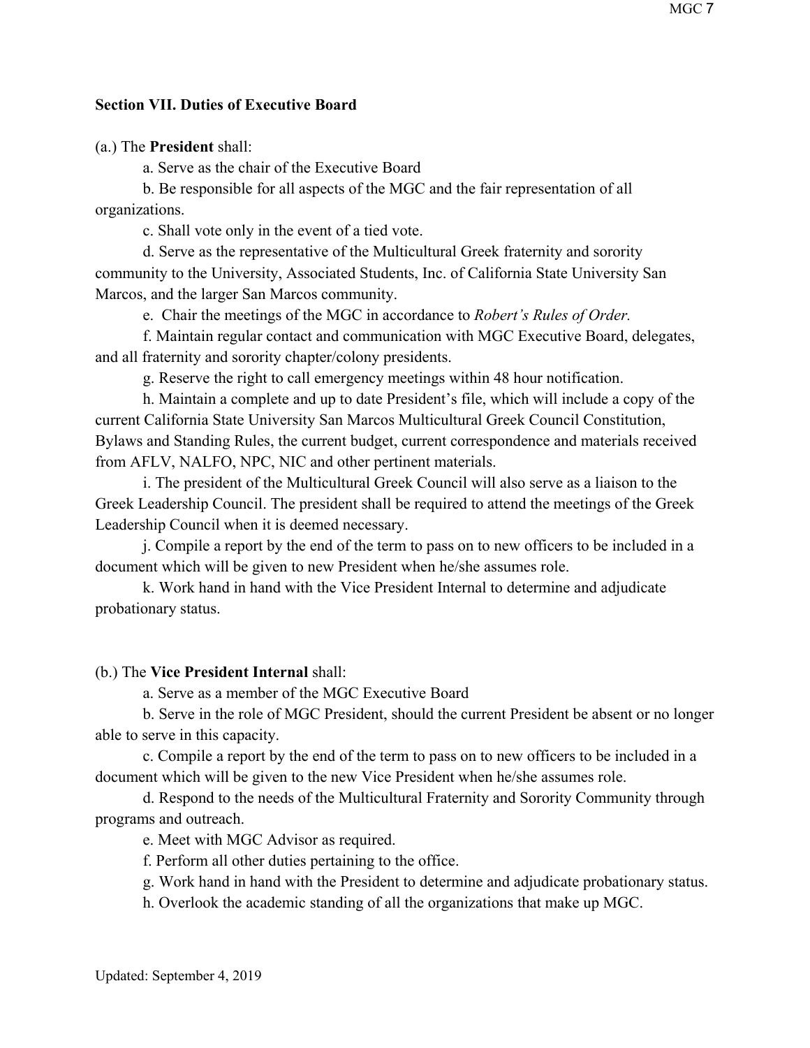**Section VII. Duties of Executive Board**

(a.) The **President** shall:

a. Serve as the chair of the Executive Board

b. Be responsible for all aspects of the MGC and the fair representation of all organizations.

c. Shall vote only in the event of a tied vote.

d. Serve as the representative of the Multicultural Greek fraternity and sorority community to the University, Associated Students, Inc. of California State University San Marcos, and the larger San Marcos community.

e. Chair the meetings of the MGC in accordance to *Robert's Rules of Order.*

f. Maintain regular contact and communication with MGC Executive Board, delegates, and all fraternity and sorority chapter/colony presidents.

g. Reserve the right to call emergency meetings within 48 hour notification.

h. Maintain a complete and up to date President's file, which will include a copy of the current California State University San Marcos Multicultural Greek Council Constitution, Bylaws and Standing Rules, the current budget, current correspondence and materials received from AFLV, NALFO, NPC, NIC and other pertinent materials.

i. The president of the Multicultural Greek Council will also serve as a liaison to the Greek Leadership Council. The president shall be required to attend the meetings of the Greek Leadership Council when it is deemed necessary.

j. Compile a report by the end of the term to pass on to new officers to be included in a document which will be given to new President when he/she assumes role.

k. Work hand in hand with the Vice President Internal to determine and adjudicate probationary status.

(b.) The **Vice President Internal** shall:

a. Serve as a member of the MGC Executive Board

b. Serve in the role of MGC President, should the current President be absent or no longer able to serve in this capacity.

c. Compile a report by the end of the term to pass on to new officers to be included in a document which will be given to the new Vice President when he/she assumes role.

d. Respond to the needs of the Multicultural Fraternity and Sorority Community through programs and outreach.

e. Meet with MGC Advisor as required.

f. Perform all other duties pertaining to the office.

g. Work hand in hand with the President to determine and adjudicate probationary status.

h. Overlook the academic standing of all the organizations that make up MGC.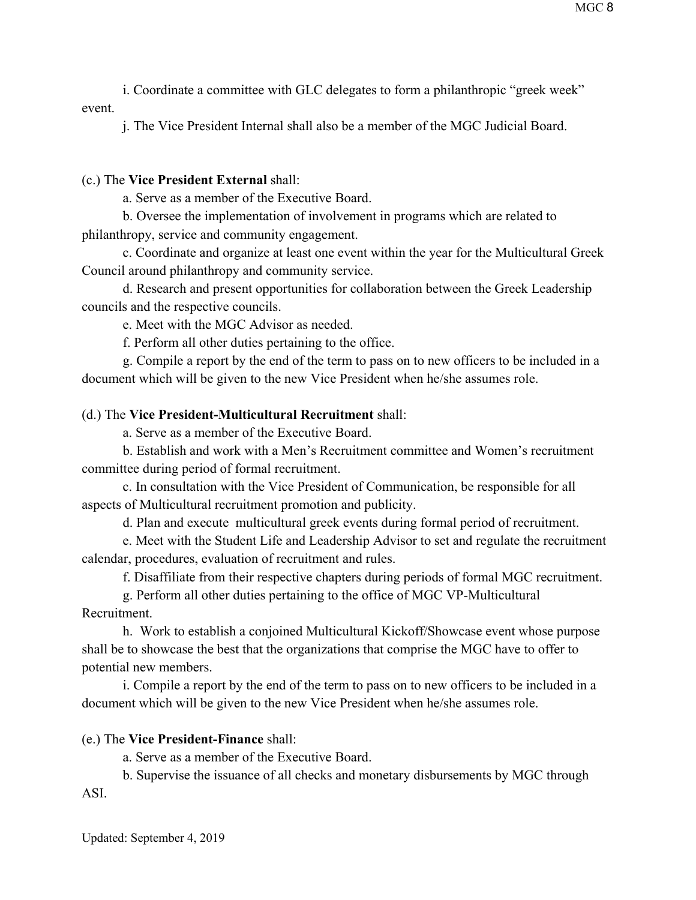i. Coordinate a committee with GLC delegates to form a philanthropic “greek week” event.

j. The Vice President Internal shall also be a member of the MGC Judicial Board.

(c.) The **Vice President External** shall:

a. Serve as a member of the Executive Board.

b. Oversee the implementation of involvement in programs which are related to philanthropy, service and community engagement.

c. Coordinate and organize at least one event within the year for the Multicultural Greek Council around philanthropy and community service.

d. Research and present opportunities for collaboration between the Greek Leadership councils and the respective councils.

e. Meet with the MGC Advisor as needed.

f. Perform all other duties pertaining to the office.

g. Compile a report by the end of the term to pass on to new officers to be included in a document which will be given to the new Vice President when he/she assumes role.

(d.) The **Vice President-Multicultural Recruitment** shall:

a. Serve as a member of the Executive Board.

b. Establish and work with a Men’s Recruitment committee and Women’s recruitment committee during period of formal recruitment.

c. In consultation with the Vice President of Communication, be responsible for all aspects of Multicultural recruitment promotion and publicity.

d. Plan and execute multicultural greek events during formal period of recruitment.

e. Meet with the Student Life and Leadership Advisor to set and regulate the recruitment calendar, procedures, evaluation of recruitment and rules.

f. Disaffiliate from their respective chapters during periods of formal MGC recruitment.

g. Perform all other duties pertaining to the office of MGC VP-Multicultural Recruitment.

h. Work to establish a conjoined Multicultural Kickoff/Showcase event whose purpose shall be to showcase the best that the organizations that comprise the MGC have to offer to potential new members.

i. Compile a report by the end of the term to pass on to new officers to be included in a document which will be given to the new Vice President when he/she assumes role.

(e.) The **Vice President-Finance** shall:

a. Serve as a member of the Executive Board.

b. Supervise the issuance of all checks and monetary disbursements by MGC through ASI.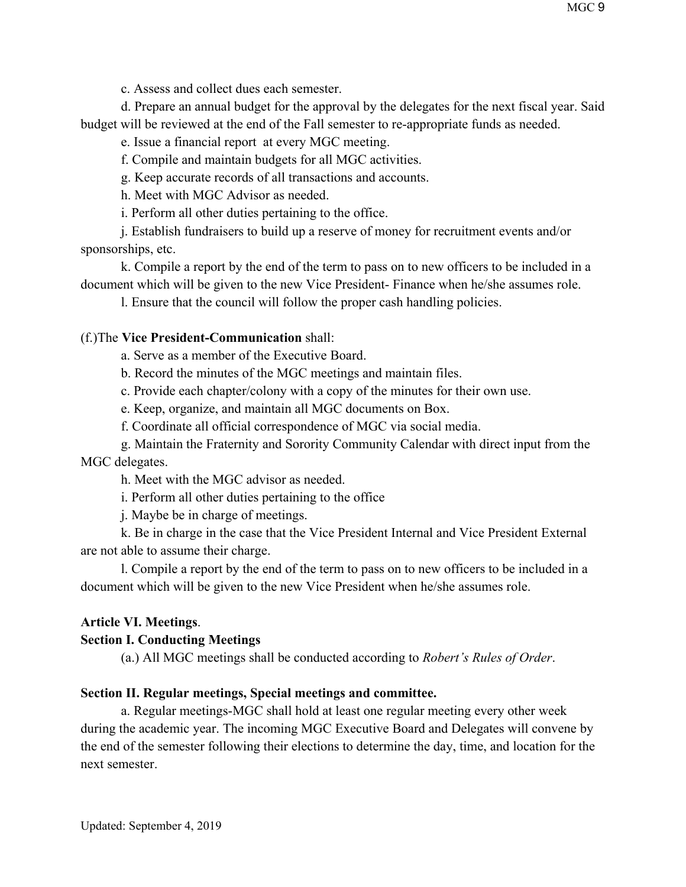c. Assess and collect dues each semester.

d. Prepare an annual budget for the approval by the delegates for the next fiscal year. Said budget will be reviewed at the end of the Fall semester to re-appropriate funds as needed.

e. Issue a financial report at every MGC meeting.

f. Compile and maintain budgets for all MGC activities.

g. Keep accurate records of all transactions and accounts.

h. Meet with MGC Advisor as needed.

i. Perform all other duties pertaining to the office.

j. Establish fundraisers to build up a reserve of money for recruitment events and/or sponsorships, etc.

k. Compile a report by the end of the term to pass on to new officers to be included in a document which will be given to the new Vice President- Finance when he/she assumes role.

l. Ensure that the council will follow the proper cash handling policies.

(f.)The **Vice President-Communication** shall:

a. Serve as a member of the Executive Board.

b. Record the minutes of the MGC meetings and maintain files.

c. Provide each chapter/colony with a copy of the minutes for their own use.

e. Keep, organize, and maintain all MGC documents on Box.

f. Coordinate all official correspondence of MGC via social media.

g. Maintain the Fraternity and Sorority Community Calendar with direct input from the MGC delegates.

h. Meet with the MGC advisor as needed.

i. Perform all other duties pertaining to the office

j. Maybe be in charge of meetings.

k. Be in charge in the case that the Vice President Internal and Vice President External are not able to assume their charge.

l. Compile a report by the end of the term to pass on to new officers to be included in a document which will be given to the new Vice President when he/she assumes role.

**Article VI. Meetings**.

**Section I. Conducting Meetings**

(a.) All MGC meetings shall be conducted according to *Robert's Rules of Order*.

**Section II. Regular meetings, Special meetings and committee.**

a. Regular meetings-MGC shall hold at least one regular meeting every other week during the academic year. The incoming MGC Executive Board and Delegates will convene by the end of the semester following their elections to determine the day, time, and location for the next semester.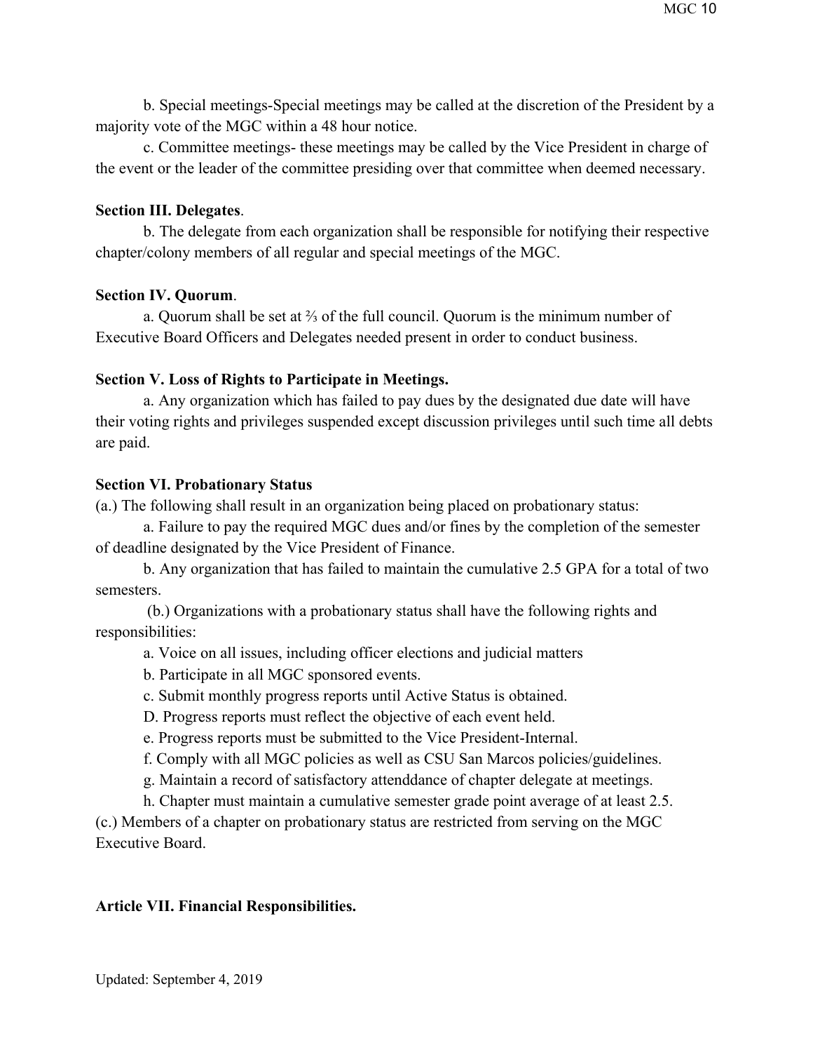b. Special meetings-Special meetings may be called at the discretion of the President by a majority vote of the MGC within a 48 hour notice.

c. Committee meetings- these meetings may be called by the Vice President in charge of the event or the leader of the committee presiding over that committee when deemed necessary.

**Section III. Delegates**.

b. The delegate from each organization shall be responsible for notifying their respective chapter/colony members of all regular and special meetings of the MGC.

**Section IV. Quorum**.

a. Quorum shall be set at ⅔ of the full council. Quorum is the minimum number of Executive Board Officers and Delegates needed present in order to conduct business.

**Section V. Loss of Rights to Participate in Meetings.**

a. Any organization which has failed to pay dues by the designated due date will have their voting rights and privileges suspended except discussion privileges until such time all debts are paid.

**Section VI. Probationary Status**

(a.) The following shall result in an organization being placed on probationary status:

a. Failure to pay the required MGC dues and/or fines by the completion of the semester of deadline designated by the Vice President of Finance.

b. Any organization that has failed to maintain the cumulative 2.5 GPA for a total of two semesters.

(b.) Organizations with a probationary status shall have the following rights and responsibilities:

a. Voice on all issues, including officer elections and judicial matters

b. Participate in all MGC sponsored events.

c. Submit monthly progress reports until Active Status is obtained.

D. Progress reports must reflect the objective of each event held.

e. Progress reports must be submitted to the Vice President-Internal.

f. Comply with all MGC policies as well as CSU San Marcos policies/guidelines.

g. Maintain a record of satisfactory attenddance of chapter delegate at meetings.

h. Chapter must maintain a cumulative semester grade point average of at least 2.5.

(c.) Members of a chapter on probationary status are restricted from serving on the MGC Executive Board.

**Article VII. Financial Responsibilities.**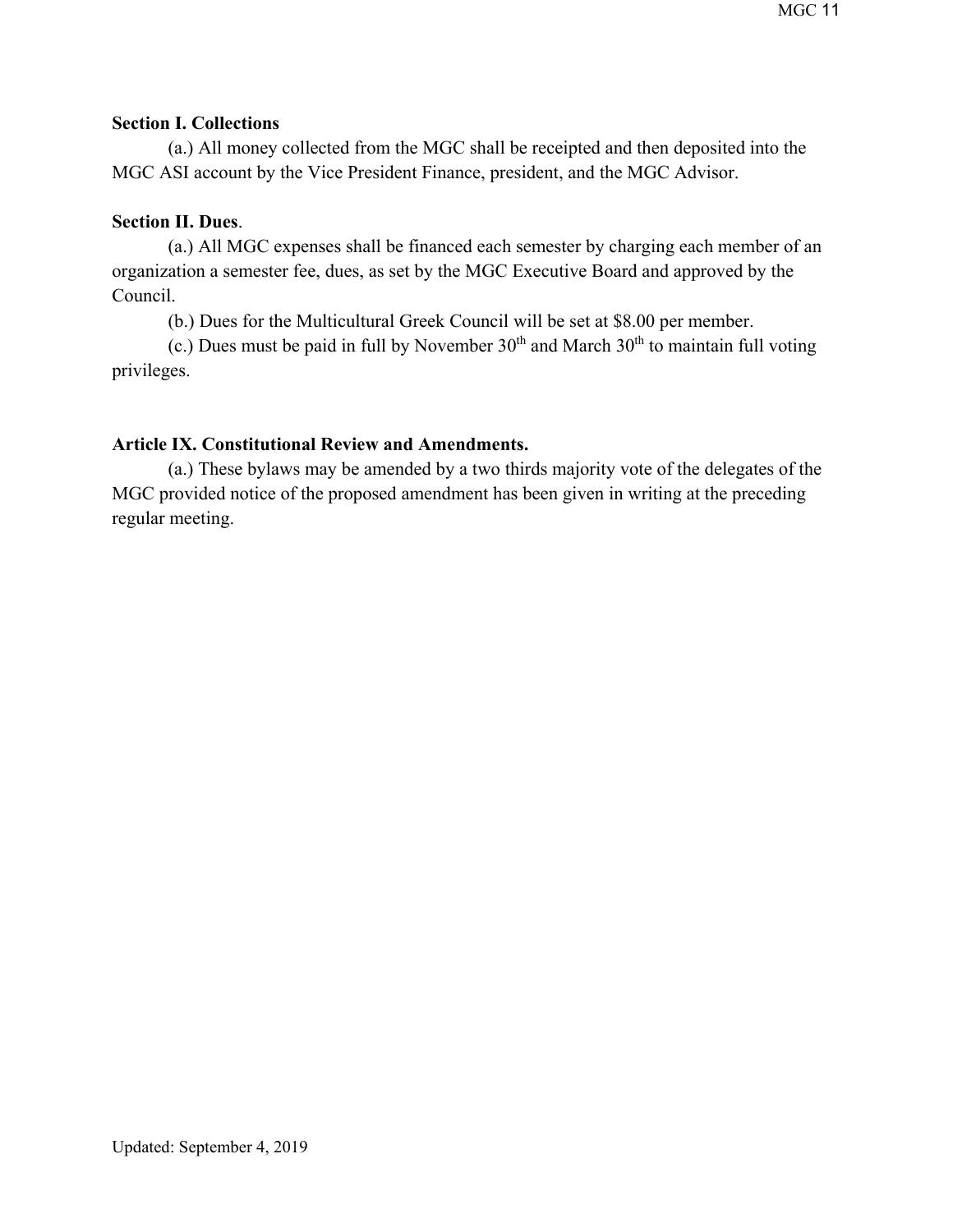**Section I. Collections**

(a.) All money collected from the MGC shall be receipted and then deposited into the MGC ASI account by the Vice President Finance, president, and the MGC Advisor.

**Section II. Dues**.

(a.) All MGC expenses shall be financed each semester by charging each member of an organization a semester fee, dues, as set by the MGC Executive Board and approved by the Council.

(b.) Dues for the Multicultural Greek Council will be set at $8.00 per member.

(c.) Dues must be paid in full by November 30th and March 30th to maintain full voting privileges.

**Article IX. Constitutional Review and Amendments.**

(a.) These bylaws may be amended by a two thirds majority vote of the delegates of the MGC provided notice of the proposed amendment has been given in writing at the preceding regular meeting.

Updated: September 4, 2019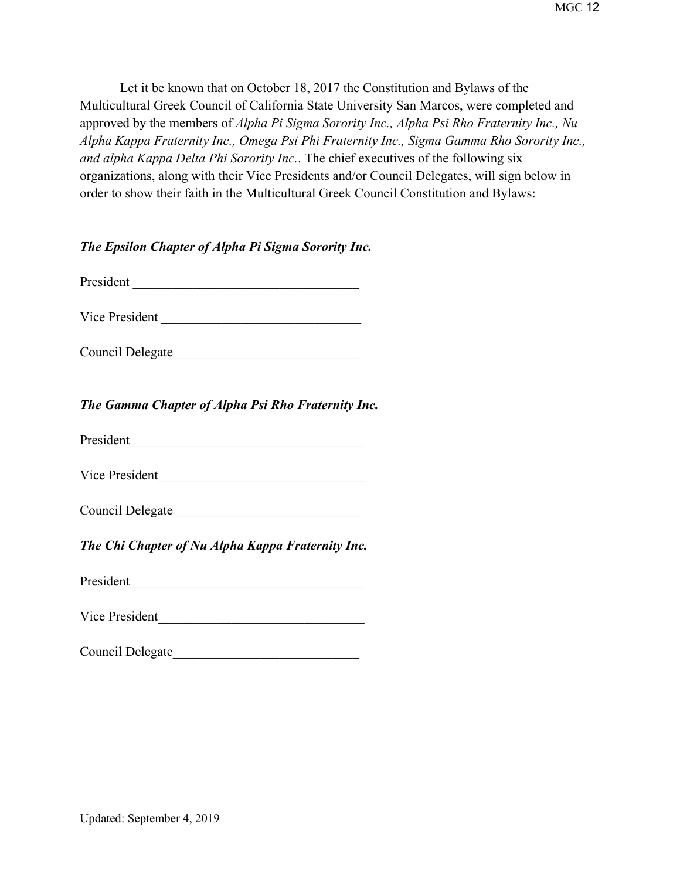Let it be known that on October 18, 2017 the Constitution and Bylaws of the Multicultural Greek Council of California State University San Marcos, were completed and approved by the members of *Alpha Pi Sigma Sorority Inc., Alpha Psi Rho Fraternity Inc., Nu Alpha Kappa Fraternity Inc., Omega Psi Phi Fraternity Inc., Sigma Gamma Rho Sorority Inc., and alpha Kappa Delta Phi Sorority Inc.*. The chief executives of the following six organizations, along with their Vice Presidents and/or Council Delegates, will sign below in order to show their faith in the Multicultural Greek Council Constitution and Bylaws:

***The Epsilon Chapter of Alpha Pi Sigma Sorority Inc.***

President ___________________________________

Vice President _______________________________

Council Delegate____________________________

***The Gamma Chapter of Alpha Psi Rho Fraternity Inc.***

President____________________________________

Vice President________________________________

Council Delegate____________________________

***The Chi Chapter of Nu Alpha Kappa Fraternity Inc.***

President____________________________________

Vice President________________________________

Council Delegate____________________________

Updated: September 4, 2019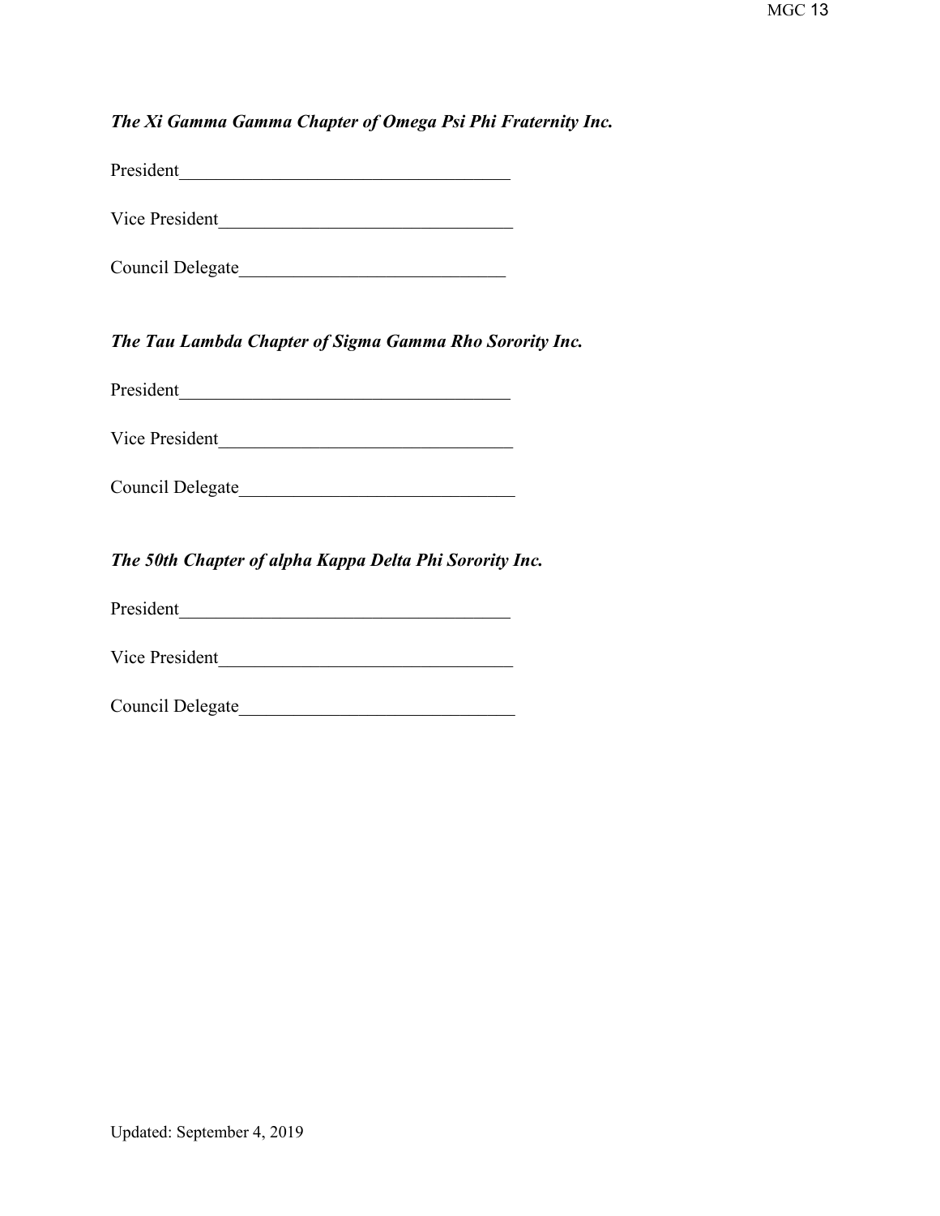***The Xi Gamma Gamma Chapter of Omega Psi Phi Fraternity Inc.***

President___________________________________

Vice President_______________________________

Council Delegate____________________________

***The Tau Lambda Chapter of Sigma Gamma Rho Sorority Inc.***

President___________________________________

Vice President_______________________________

Council Delegate_____________________________

***The 50th Chapter of alpha Kappa Delta Phi Sorority Inc.***

President___________________________________

Vice President_______________________________

Council Delegate_____________________________

Updated: September 4, 2019